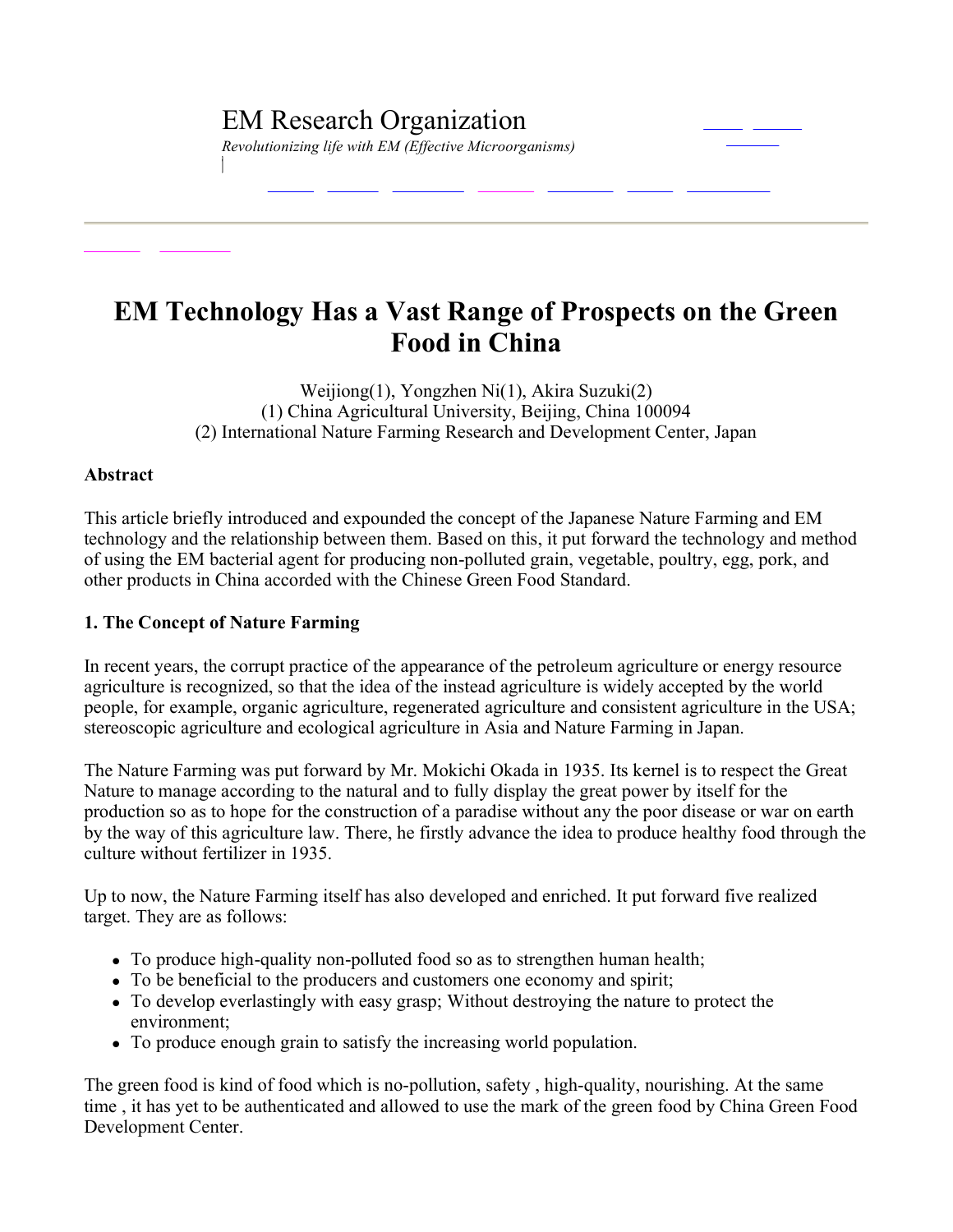EM Research Organization

*Revolutionizing life with EM (Effective Microorganisms)*

# EM Technology Has a Vast Range of Prospects on the Green Food in China

Weijiong(1), Yongzhen Ni(1), Akira Suzuki(2)
(1) China Agricultural University, Beijing, China 100094
(2) International Nature Farming Research and Development Center, Japan

**Abstract**

This article briefly introduced and expounded the concept of the Japanese Nature Farming and EM technology and the relationship between them. Based on this, it put forward the technology and method of using the EM bacterial agent for producing non-polluted grain, vegetable, poultry, egg, pork, and other products in China accorded with the Chinese Green Food Standard.

## 1. The Concept of Nature Farming

In recent years, the corrupt practice of the appearance of the petroleum agriculture or energy resource agriculture is recognized, so that the idea of the instead agriculture is widely accepted by the world people, for example, organic agriculture, regenerated agriculture and consistent agriculture in the USA; stereoscopic agriculture and ecological agriculture in Asia and Nature Farming in Japan.

The Nature Farming was put forward by Mr. Mokichi Okada in 1935. Its kernel is to respect the Great Nature to manage according to the natural and to fully display the great power by itself for the production so as to hope for the construction of a paradise without any the poor disease or war on earth by the way of this agriculture law. There, he firstly advance the idea to produce healthy food through the culture without fertilizer in 1935.

Up to now, the Nature Farming itself has also developed and enriched. It put forward five realized target. They are as follows:

- To produce high-quality non-polluted food so as to strengthen human health;
- To be beneficial to the producers and customers one economy and spirit;
- To develop everlastingly with easy grasp; Without destroying the nature to protect the environment;
- To produce enough grain to satisfy the increasing world population.

The green food is kind of food which is no-pollution, safety , high-quality, nourishing. At the same time , it has yet to be authenticated and allowed to use the mark of the green food by China Green Food Development Center.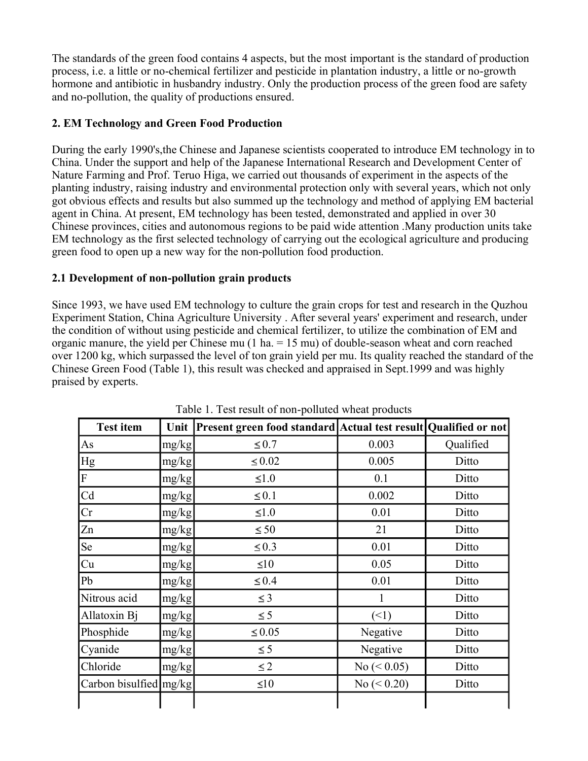The standards of the green food contains 4 aspects, but the most important is the standard of production process, i.e. a little or no-chemical fertilizer and pesticide in plantation industry, a little or no-growth hormone and antibiotic in husbandry industry. Only the production process of the green food are safety and no-pollution, the quality of productions ensured.

## 2. EM Technology and Green Food Production

During the early 1990's,the Chinese and Japanese scientists cooperated to introduce EM technology in to China. Under the support and help of the Japanese International Research and Development Center of Nature Farming and Prof. Teruo Higa, we carried out thousands of experiment in the aspects of the planting industry, raising industry and environmental protection only with several years, which not only got obvious effects and results but also summed up the technology and method of applying EM bacterial agent in China. At present, EM technology has been tested, demonstrated and applied in over 30 Chinese provinces, cities and autonomous regions to be paid wide attention .Many production units take EM technology as the first selected technology of carrying out the ecological agriculture and producing green food to open up a new way for the non-pollution food production.

### 2.1 Development of non-pollution grain products

Since 1993, we have used EM technology to culture the grain crops for test and research in the Quzhou Experiment Station, China Agriculture University . After several years' experiment and research, under the condition of without using pesticide and chemical fertilizer, to utilize the combination of EM and organic manure, the yield per Chinese mu (1 ha. = 15 mu) of double-season wheat and corn reached over 1200 kg, which surpassed the level of ton grain yield per mu. Its quality reached the standard of the Chinese Green Food (Table 1), this result was checked and appraised in Sept.1999 and was highly praised by experts.

Table 1. Test result of non-polluted wheat products

| Test item | Unit | Present green food standard | Actual test result | Qualified or not |
|---|---|---|---|---|
| As | mg/kg | ≤ 0.7 | 0.003 | Qualified |
| Hg | mg/kg | ≤ 0.02 | 0.005 | Ditto |
| F | mg/kg | ≤1.0 | 0.1 | Ditto |
| Cd | mg/kg | ≤ 0.1 | 0.002 | Ditto |
| Cr | mg/kg | ≤1.0 | 0.01 | Ditto |
| Zn | mg/kg | ≤ 50 | 21 | Ditto |
| Se | mg/kg | ≤ 0.3 | 0.01 | Ditto |
| Cu | mg/kg | ≤10 | 0.05 | Ditto |
| Pb | mg/kg | ≤ 0.4 | 0.01 | Ditto |
| Nitrous acid | mg/kg | ≤ 3 | 1 | Ditto |
| Allatoxin Bj | mg/kg | ≤ 5 | (<1) | Ditto |
| Phosphide | mg/kg | ≤ 0.05 | Negative | Ditto |
| Cyanide | mg/kg | ≤ 5 | Negative | Ditto |
| Chloride | mg/kg | ≤ 2 | No (< 0.05) | Ditto |
| Carbon bisulfied | mg/kg | ≤10 | No (< 0.20) | Ditto |
| | | | | |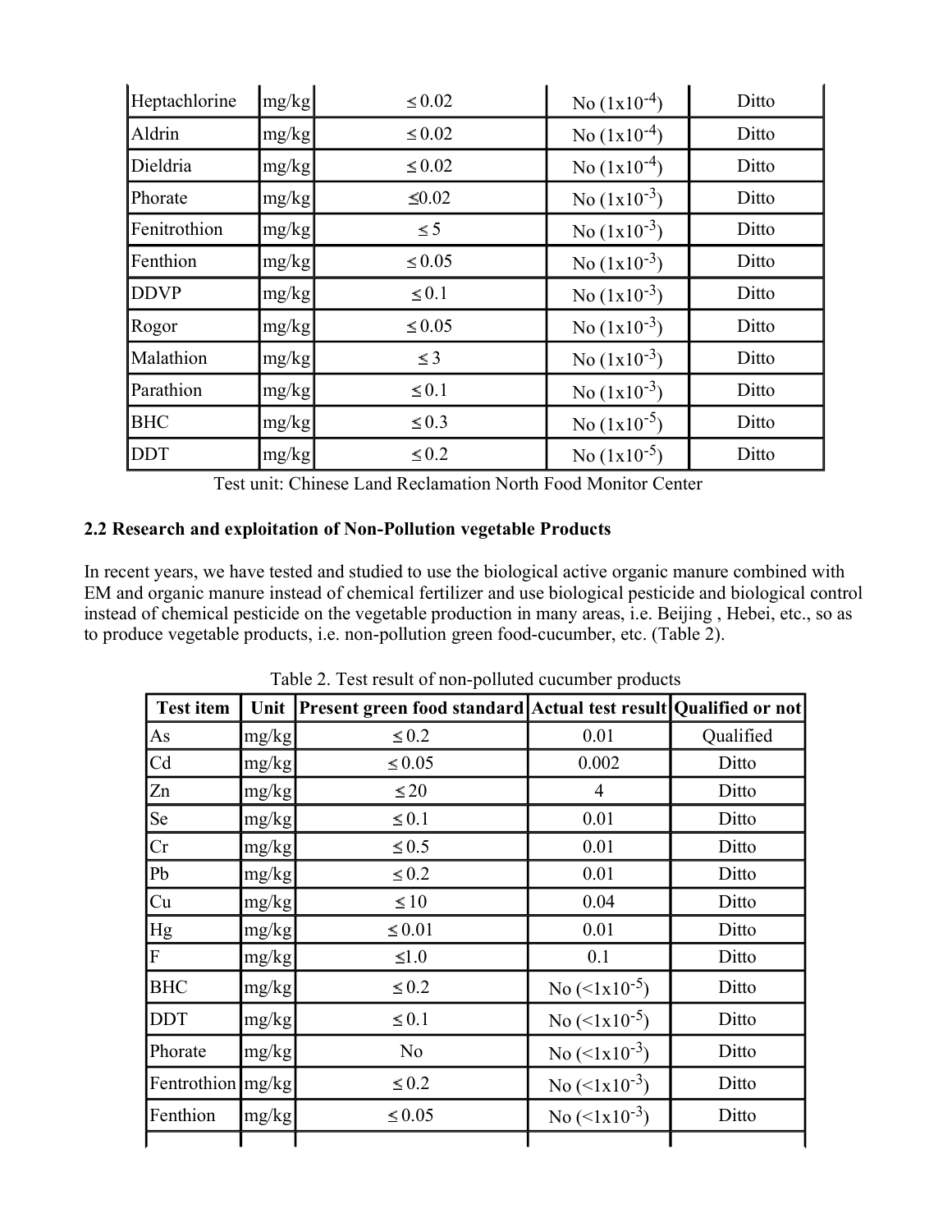| Heptachlorine | mg/kg | ≤ 0.02 | No ($1x10^{-4}$) | Ditto |
|---|---|---|---|---|
| Aldrin | mg/kg | ≤ 0.02 | No ($1x10^{-4}$) | Ditto |
| Dieldria | mg/kg | ≤ 0.02 | No ($1x10^{-4}$) | Ditto |
| Phorate | mg/kg | ≤0.02 | No ($1x10^{-3}$) | Ditto |
| Fenitrothion | mg/kg | ≤ 5 | No ($1x10^{-3}$) | Ditto |
| Fenthion | mg/kg | ≤ 0.05 | No ($1x10^{-3}$) | Ditto |
| DDVP | mg/kg | ≤ 0.1 | No ($1x10^{-3}$) | Ditto |
| Rogor | mg/kg | ≤ 0.05 | No ($1x10^{-3}$) | Ditto |
| Malathion | mg/kg | ≤ 3 | No ($1x10^{-3}$) | Ditto |
| Parathion | mg/kg | ≤ 0.1 | No ($1x10^{-3}$) | Ditto |
| BHC | mg/kg | ≤ 0.3 | No ($1x10^{-5}$) | Ditto |
| DDT | mg/kg | ≤ 0.2 | No ($1x10^{-5}$) | Ditto |

Test unit: Chinese Land Reclamation North Food Monitor Center

**2.2 Research and exploitation of Non-Pollution vegetable Products**

In recent years, we have tested and studied to use the biological active organic manure combined with EM and organic manure instead of chemical fertilizer and use biological pesticide and biological control instead of chemical pesticide on the vegetable production in many areas, i.e. Beijing , Hebei, etc., so as to produce vegetable products, i.e. non-pollution green food-cucumber, etc. (Table 2).

Table 2. Test result of non-polluted cucumber products

| Test item | Unit | Present green food standard | Actual test result | Qualified or not |
|---|---|---|---|---|
| As | mg/kg | ≤ 0.2 | 0.01 | Qualified |
| Cd | mg/kg | ≤ 0.05 | 0.002 | Ditto |
| Zn | mg/kg | ≤ 20 | 4 | Ditto |
| Se | mg/kg | ≤ 0.1 | 0.01 | Ditto |
| Cr | mg/kg | ≤ 0.5 | 0.01 | Ditto |
| Pb | mg/kg | ≤ 0.2 | 0.01 | Ditto |
| Cu | mg/kg | ≤ 10 | 0.04 | Ditto |
| Hg | mg/kg | ≤ 0.01 | 0.01 | Ditto |
| F | mg/kg | ≤1.0 | 0.1 | Ditto |
| BHC | mg/kg | ≤ 0.2 | No ($<1x10^{-5}$) | Ditto |
| DDT | mg/kg | ≤ 0.1 | No ($<1x10^{-5}$) | Ditto |
| Phorate | mg/kg | No | No ($<1x10^{-3}$) | Ditto |
| Fentrothion | mg/kg | ≤ 0.2 | No ($<1x10^{-3}$) | Ditto |
| Fenthion | mg/kg | ≤ 0.05 | No ($<1x10^{-3}$) | Ditto |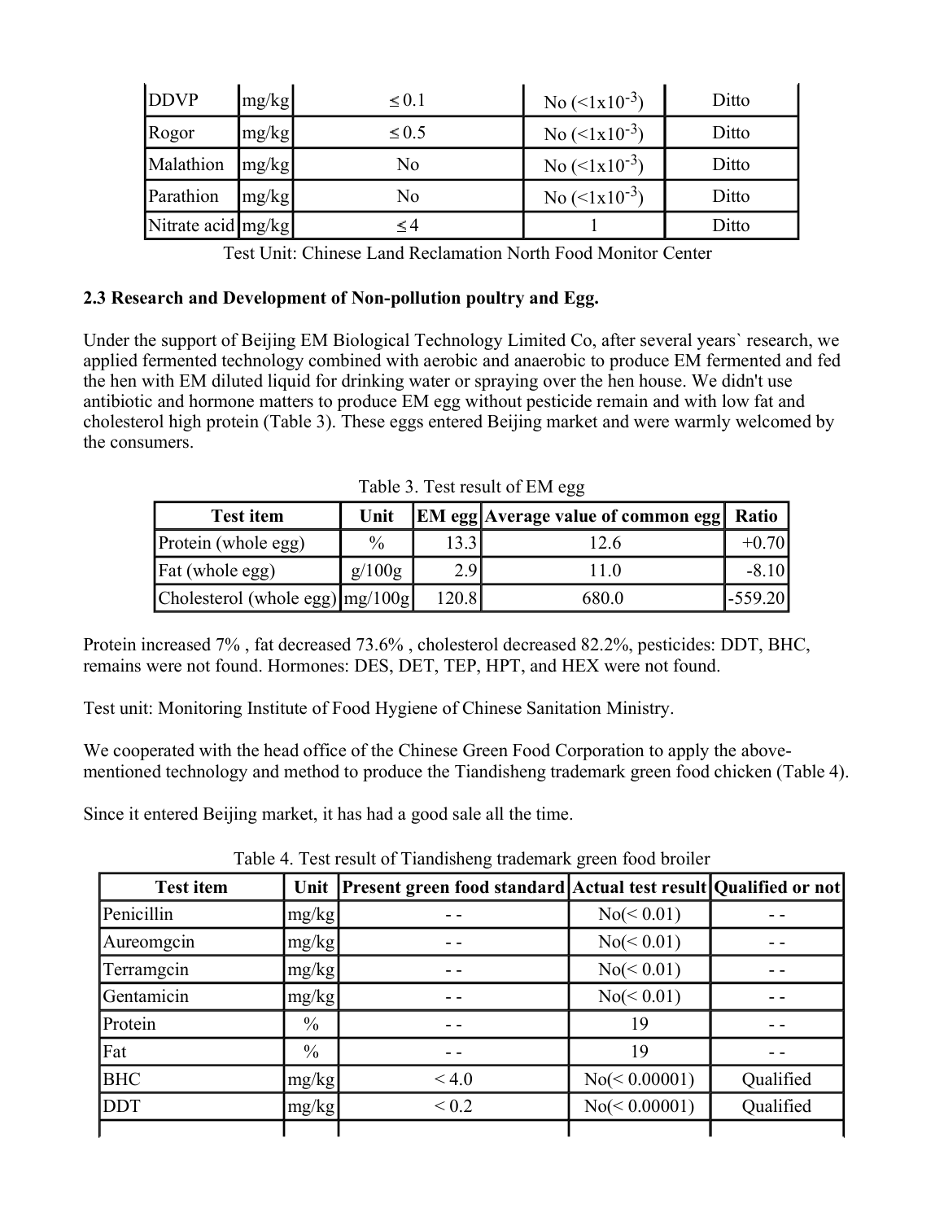| DDVP | mg/kg | ≤ 0.1 | No (<1x$10^{-3}$) | Ditto |
|---|---|---|---|---|
| Rogor | mg/kg | ≤ 0.5 | No (<1x$10^{-3}$) | Ditto |
| Malathion | mg/kg | No | No (<1x$10^{-3}$) | Ditto |
| Parathion | mg/kg | No | No (<1x$10^{-3}$) | Ditto |
| Nitrate acid | mg/kg | ≤ 4 | 1 | Ditto |

Test Unit: Chinese Land Reclamation North Food Monitor Center

### 2.3 Research and Development of Non-pollution poultry and Egg.

Under the support of Beijing EM Biological Technology Limited Co, after several years` research, we applied fermented technology combined with aerobic and anaerobic to produce EM fermented and fed the hen with EM diluted liquid for drinking water or spraying over the hen house. We didn't use antibiotic and hormone matters to produce EM egg without pesticide remain and with low fat and cholesterol high protein (Table 3). These eggs entered Beijing market and were warmly welcomed by the consumers.

Table 3. Test result of EM egg

| Test item | Unit | EM egg | Average value of common egg | Ratio |
|---|---|---|---|---|
| Protein (whole egg) | % | 13.3 | 12.6 | +0.70 |
| Fat (whole egg) | g/100g | 2.9 | 11.0 | -8.10 |
| Cholesterol (whole egg) | mg/100g | 120.8 | 680.0 | -559.20 |

Protein increased 7% , fat decreased 73.6% , cholesterol decreased 82.2%, pesticides: DDT, BHC, remains were not found. Hormones: DES, DET, TEP, HPT, and HEX were not found.

Test unit: Monitoring Institute of Food Hygiene of Chinese Sanitation Ministry.

We cooperated with the head office of the Chinese Green Food Corporation to apply the above-mentioned technology and method to produce the Tiandisheng trademark green food chicken (Table 4).

Since it entered Beijing market, it has had a good sale all the time.

Table 4. Test result of Tiandisheng trademark green food broiler

| Test item | Unit | Present green food standard | Actual test result | Qualified or not |
|---|---|---|---|---|
| Penicillin | mg/kg | - - | No(< 0.01) | - - |
| Aureomgcin | mg/kg | - - | No(< 0.01) | - - |
| Terramgcin | mg/kg | - - | No(< 0.01) | - - |
| Gentamicin | mg/kg | - - | No(< 0.01) | - - |
| Protein | % | - - | 19 | - - |
| Fat | % | - - | 19 | - - |
| BHC | mg/kg | < 4.0 | No(< 0.00001) | Qualified |
| DDT | mg/kg | < 0.2 | No(< 0.00001) | Qualified |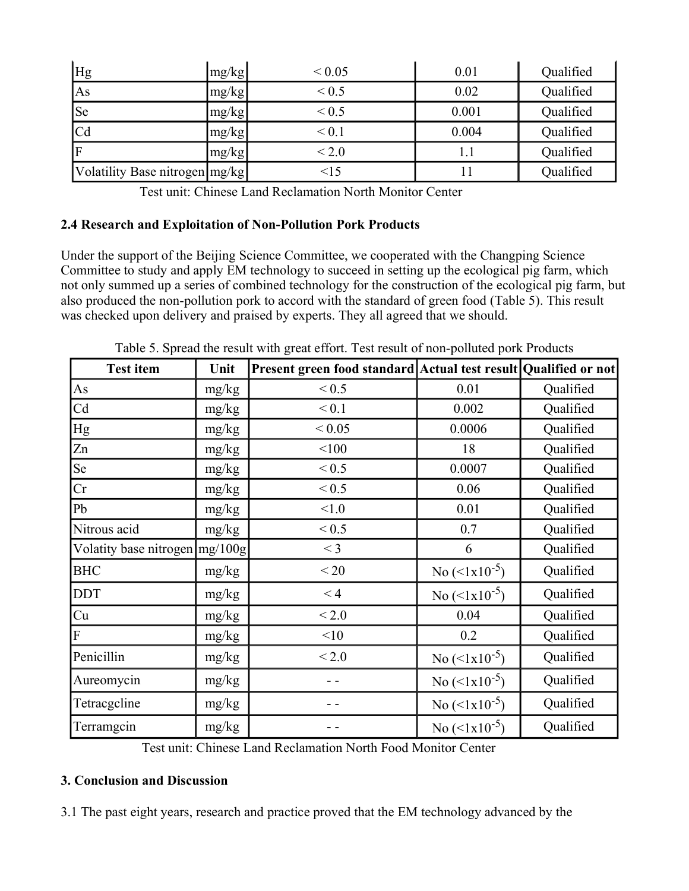| Hg | mg/kg | < 0.05 | 0.01 | Qualified |
|---|---|---|---|---|
| As | mg/kg | < 0.5 | 0.02 | Qualified |
| Se | mg/kg | < 0.5 | 0.001 | Qualified |
| Cd | mg/kg | < 0.1 | 0.004 | Qualified |
| F | mg/kg | < 2.0 | 1.1 | Qualified |
| Volatility Base nitrogen | mg/kg | <15 | 11 | Qualified |

Test unit: Chinese Land Reclamation North Monitor Center

**2.4 Research and Exploitation of Non-Pollution Pork Products**

Under the support of the Beijing Science Committee, we cooperated with the Changping Science Committee to study and apply EM technology to succeed in setting up the ecological pig farm, which not only summed up a series of combined technology for the construction of the ecological pig farm, but also produced the non-pollution pork to accord with the standard of green food (Table 5). This result was checked upon delivery and praised by experts. They all agreed that we should.

Table 5. Spread the result with great effort. Test result of non-polluted pork Products

| Test item | Unit | Present green food standard | Actual test result | Qualified or not |
|---|---|---|---|---|
| As | mg/kg | < 0.5 | 0.01 | Qualified |
| Cd | mg/kg | < 0.1 | 0.002 | Qualified |
| Hg | mg/kg | < 0.05 | 0.0006 | Qualified |
| Zn | mg/kg | <100 | 18 | Qualified |
| Se | mg/kg | < 0.5 | 0.0007 | Qualified |
| Cr | mg/kg | < 0.5 | 0.06 | Qualified |
| Pb | mg/kg | <1.0 | 0.01 | Qualified |
| Nitrous acid | mg/kg | < 0.5 | 0.7 | Qualified |
| Volatity base nitrogen | mg/100g | < 3 | 6 | Qualified |
| BHC | mg/kg | < 20 | No ($<1x10^{-5}$) | Qualified |
| DDT | mg/kg | < 4 | No ($<1x10^{-5}$) | Qualified |
| Cu | mg/kg | < 2.0 | 0.04 | Qualified |
| F | mg/kg | <10 | 0.2 | Qualified |
| Penicillin | mg/kg | < 2.0 | No ($<1x10^{-5}$) | Qualified |
| Aureomycin | mg/kg | - - | No ($<1x10^{-5}$) | Qualified |
| Tetracgcline | mg/kg | - - | No ($<1x10^{-5}$) | Qualified |
| Terramgcin | mg/kg | - - | No ($<1x10^{-5}$) | Qualified |

Test unit: Chinese Land Reclamation North Food Monitor Center

**3. Conclusion and Discussion**

3.1 The past eight years, research and practice proved that the EM technology advanced by the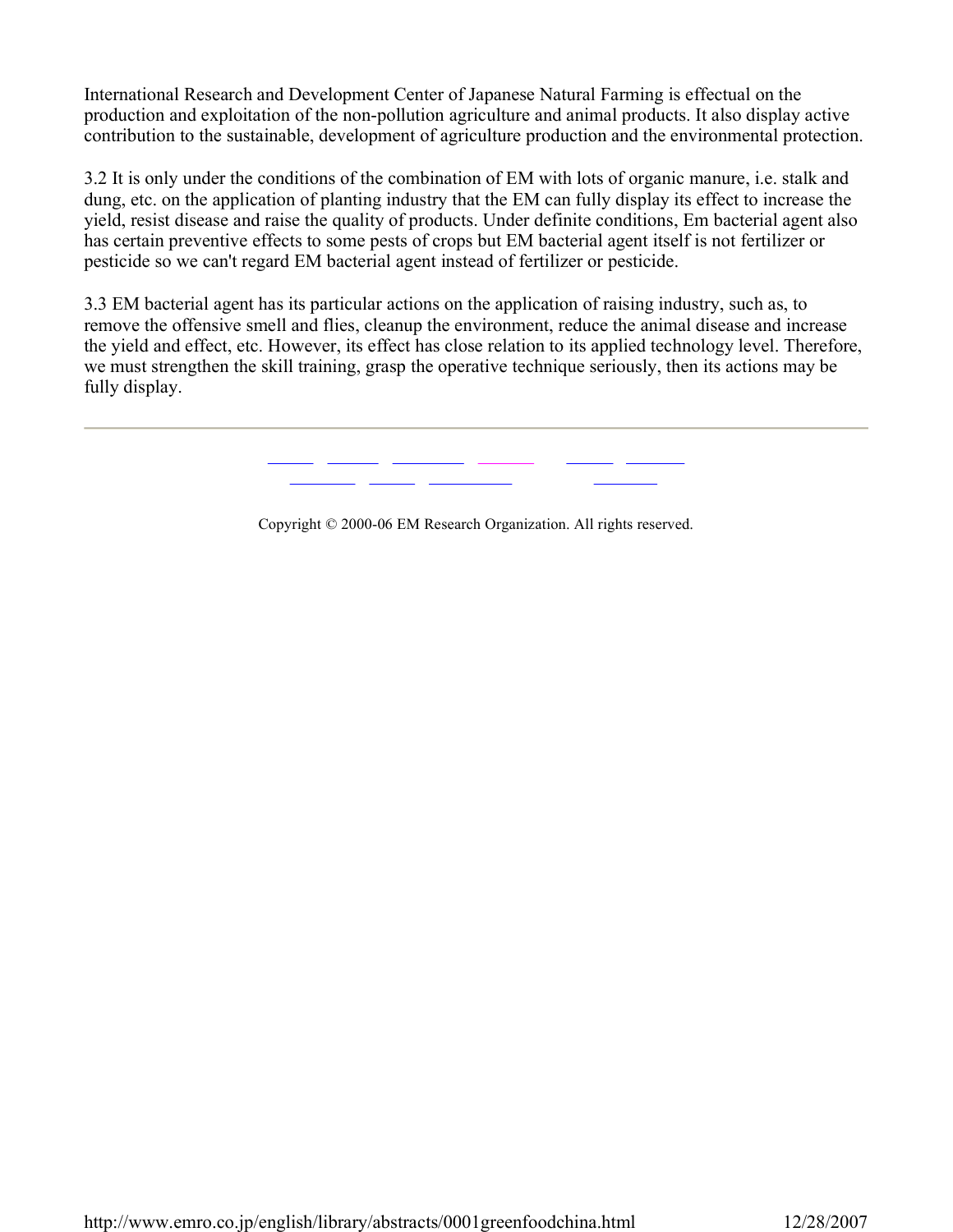International Research and Development Center of Japanese Natural Farming is effectual on the production and exploitation of the non-pollution agriculture and animal products. It also display active contribution to the sustainable, development of agriculture production and the environmental protection.

3.2 It is only under the conditions of the combination of EM with lots of organic manure, i.e. stalk and dung, etc. on the application of planting industry that the EM can fully display its effect to increase the yield, resist disease and raise the quality of products. Under definite conditions, Em bacterial agent also has certain preventive effects to some pests of crops but EM bacterial agent itself is not fertilizer or pesticide so we can't regard EM bacterial agent instead of fertilizer or pesticide.

3.3 EM bacterial agent has its particular actions on the application of raising industry, such as, to remove the offensive smell and flies, cleanup the environment, reduce the animal disease and increase the yield and effect, etc. However, its effect has close relation to its applied technology level. Therefore, we must strengthen the skill training, grasp the operative technique seriously, then its actions may be fully display.

---

Copyright © 2000-06 EM Research Organization. All rights reserved.